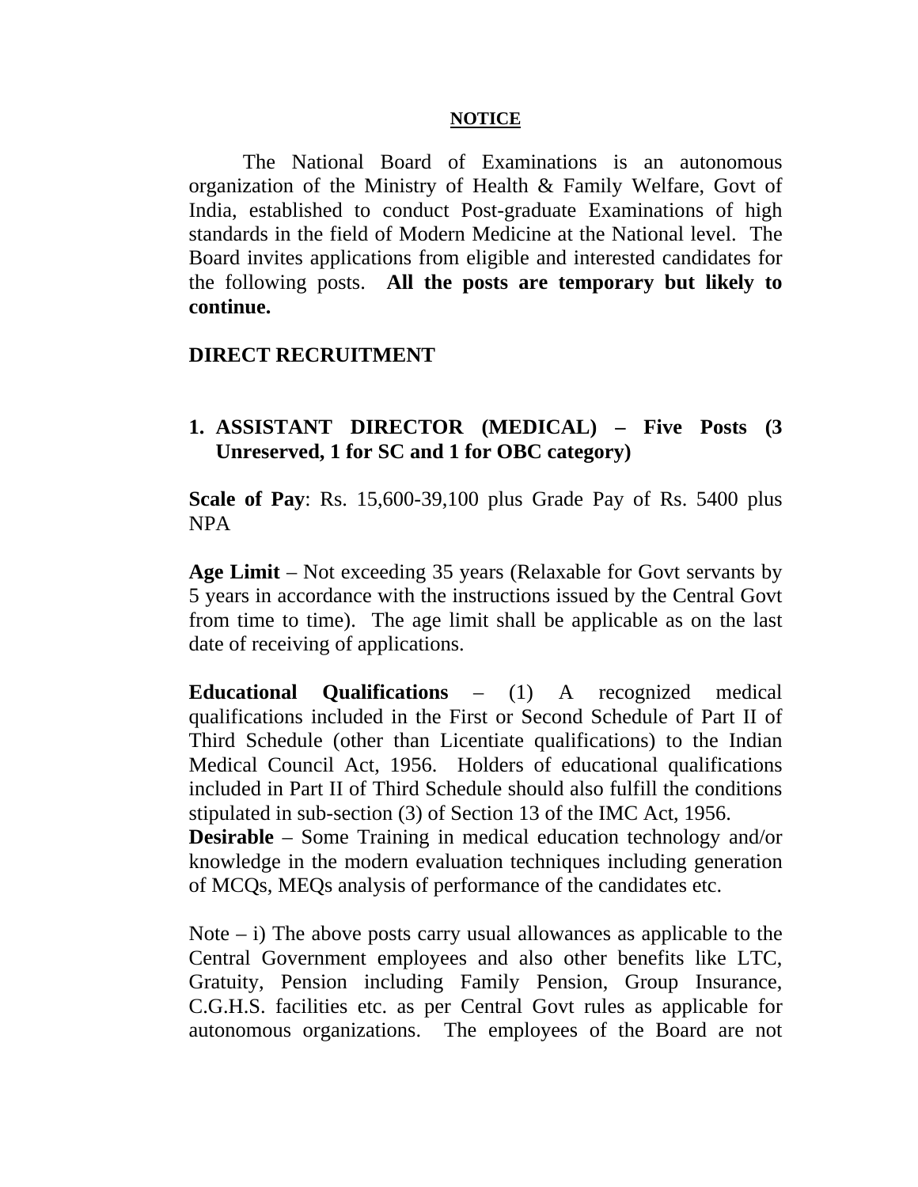**NOTICE**

The National Board of Examinations is an autonomous organization of the Ministry of Health & Family Welfare, Govt of India, established to conduct Post-graduate Examinations of high standards in the field of Modern Medicine at the National level. The Board invites applications from eligible and interested candidates for the following posts. **All the posts are temporary but likely to continue.**

## DIRECT RECRUITMENT

### 1. ASSISTANT DIRECTOR (MEDICAL) – Five Posts (3 Unreserved, 1 for SC and 1 for OBC category)

**Scale of Pay**: Rs. 15,600-39,100 plus Grade Pay of Rs. 5400 plus NPA

**Age Limit** – Not exceeding 35 years (Relaxable for Govt servants by 5 years in accordance with the instructions issued by the Central Govt from time to time). The age limit shall be applicable as on the last date of receiving of applications.

**Educational Qualifications** – (1) A recognized medical qualifications included in the First or Second Schedule of Part II of Third Schedule (other than Licentiate qualifications) to the Indian Medical Council Act, 1956. Holders of educational qualifications included in Part II of Third Schedule should also fulfill the conditions stipulated in sub-section (3) of Section 13 of the IMC Act, 1956.

**Desirable** – Some Training in medical education technology and/or knowledge in the modern evaluation techniques including generation of MCQs, MEQs analysis of performance of the candidates etc.

Note – i) The above posts carry usual allowances as applicable to the Central Government employees and also other benefits like LTC, Gratuity, Pension including Family Pension, Group Insurance, C.G.H.S. facilities etc. as per Central Govt rules as applicable for autonomous organizations. The employees of the Board are not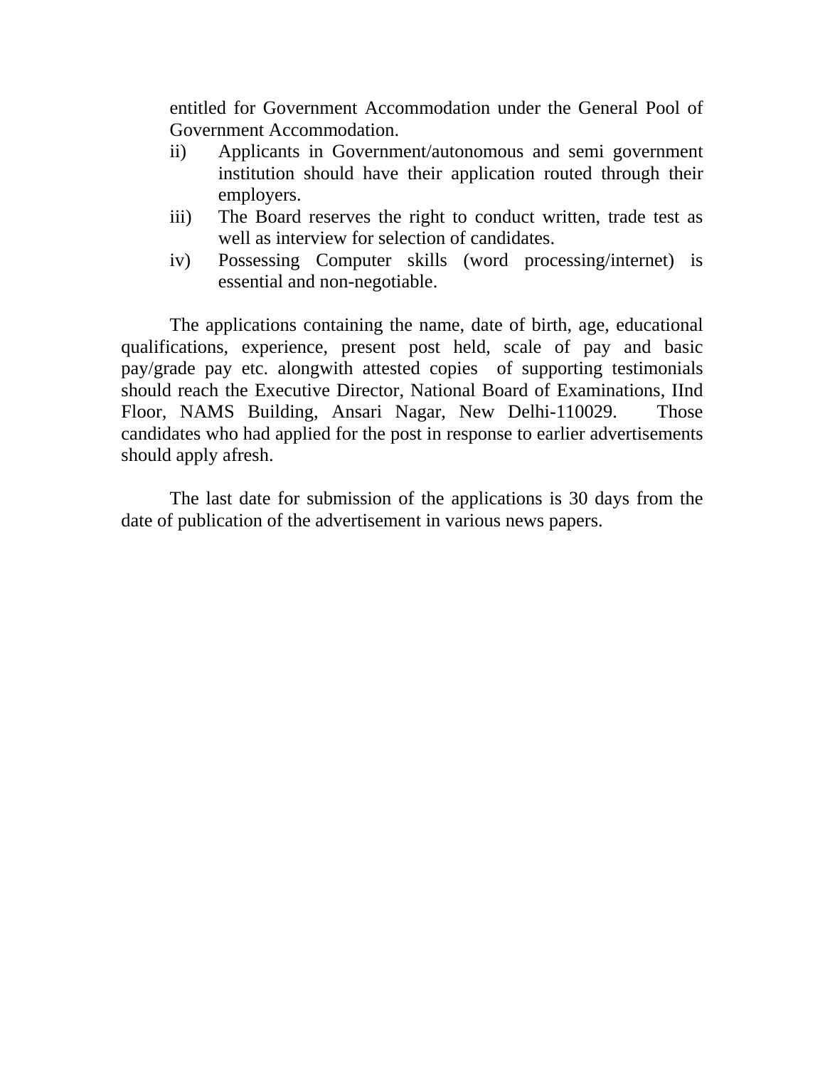entitled for Government Accommodation under the General Pool of Government Accommodation.

ii) Applicants in Government/autonomous and semi government institution should have their application routed through their employers.

iii) The Board reserves the right to conduct written, trade test as well as interview for selection of candidates.

iv) Possessing Computer skills (word processing/internet) is essential and non-negotiable.

The applications containing the name, date of birth, age, educational qualifications, experience, present post held, scale of pay and basic pay/grade pay etc. alongwith attested copies of supporting testimonials should reach the Executive Director, National Board of Examinations, IInd Floor, NAMS Building, Ansari Nagar, New Delhi-110029. Those candidates who had applied for the post in response to earlier advertisements should apply afresh.

The last date for submission of the applications is 30 days from the date of publication of the advertisement in various news papers.